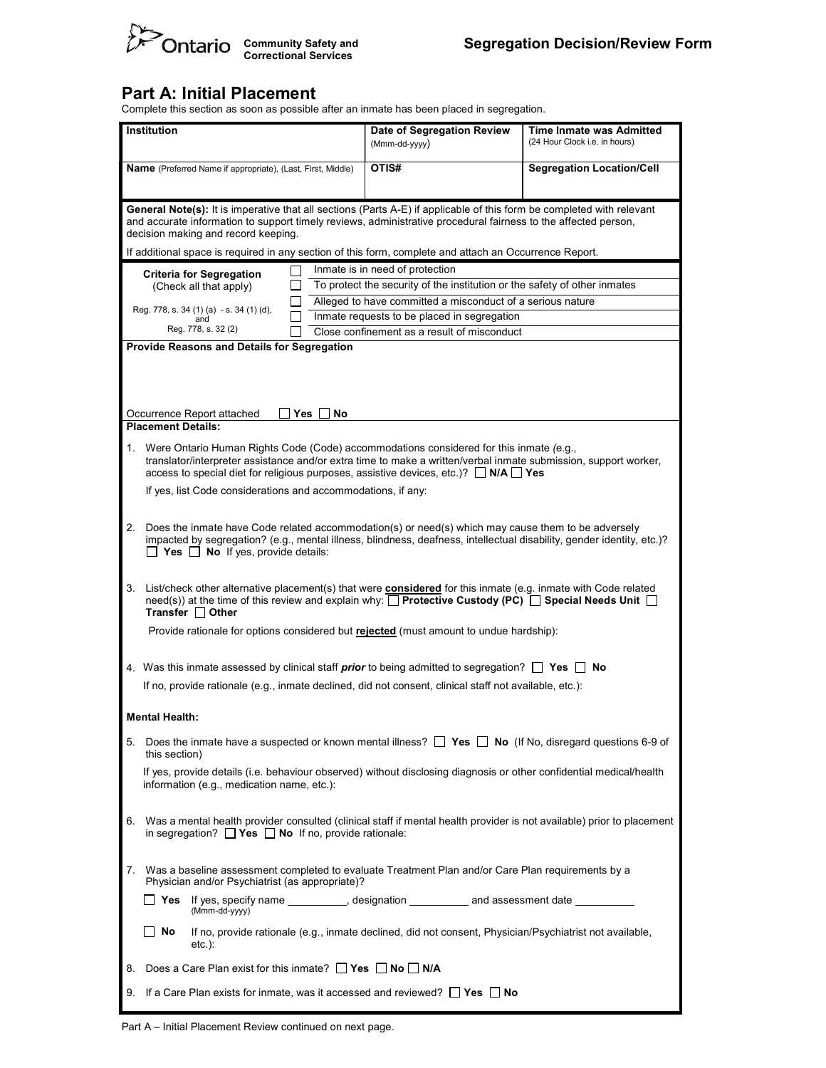Ontario Community Safety and Correctional Services

# Segregation Decision/Review Form

## Part A: Initial Placement

Complete this section as soon as possible after an inmate has been placed in segregation.

| **Institution** | **Date of Segregation Review** (Mmm-dd-yyyy) | **Time Inmate was Admitted** (24 Hour Clock i.e. in hours) |
|---|---|---|
| **Name** (Preferred Name if appropriate), (Last, First, Middle) | **OTIS#** | **Segregation Location/Cell** |

**General Note(s):** It is imperative that all sections (Parts A-E) if applicable of this form be completed with relevant and accurate information to support timely reviews, administrative procedural fairness to the affected person, decision making and record keeping.

If additional space is required in any section of this form, complete and attach an Occurrence Report.

| **Criteria for Segregation** (Check all that apply) Reg. 778, s. 34 (1) (a) - s. 34 (1) (d), and Reg. 778, s. 32 (2) | |
|---|---|
| | ☐ Inmate is in need of protection |
| | ☐ To protect the security of the institution or the safety of other inmates |
| | ☐ Alleged to have committed a misconduct of a serious nature |
| | ☐ Inmate requests to be placed in segregation |
| | ☐ Close confinement as a result of misconduct |

**Provide Reasons and Details for Segregation**

Occurrence Report attached ☐ **Yes** ☐ **No**

**Placement Details:**

1. Were Ontario Human Rights Code (Code) accommodations considered for this inmate (e.g., translator/interpreter assistance and/or extra time to make a written/verbal inmate submission, support worker, access to special diet for religious purposes, assistive devices, etc.)? ☐ **N/A** ☐ **Yes**

   If yes, list Code considerations and accommodations, if any:

2. Does the inmate have Code related accommodation(s) or need(s) which may cause them to be adversely impacted by segregation? (e.g., mental illness, blindness, deafness, intellectual disability, gender identity, etc.)? ☐ **Yes** ☐ **No** If yes, provide details:

3. List/check other alternative placement(s) that were **considered** for this inmate (e.g. inmate with Code related need(s)) at the time of this review and explain why: ☐ **Protective Custody (PC)** ☐ **Special Needs Unit** ☐ **Transfer** ☐ **Other**

   Provide rationale for options considered but **rejected** (must amount to undue hardship):

4. Was this inmate assessed by clinical staff ***prior*** to being admitted to segregation? ☐ **Yes** ☐ **No**

   If no, provide rationale (e.g., inmate declined, did not consent, clinical staff not available, etc.):

**Mental Health:**

5. Does the inmate have a suspected or known mental illness? ☐ **Yes** ☐ **No** (If No, disregard questions 6-9 of this section)

   If yes, provide details (i.e. behaviour observed) without disclosing diagnosis or other confidential medical/health information (e.g., medication name, etc.):

6. Was a mental health provider consulted (clinical staff if mental health provider is not available) prior to placement in segregation? ☐ **Yes** ☐ **No** If no, provide rationale:

7. Was a baseline assessment completed to evaluate Treatment Plan and/or Care Plan requirements by a Physician and/or Psychiatrist (as appropriate)?

   ☐ **Yes** If yes, specify name __________, designation __________ and assessment date __________ (Mmm-dd-yyyy)

   ☐ **No** If no, provide rationale (e.g., inmate declined, did not consent, Physician/Psychiatrist not available, etc.):

8. Does a Care Plan exist for this inmate? ☐ **Yes** ☐ **No** ☐ **N/A**

9. If a Care Plan exists for inmate, was it accessed and reviewed? ☐ **Yes** ☐ **No**

Part A – Initial Placement Review continued on next page.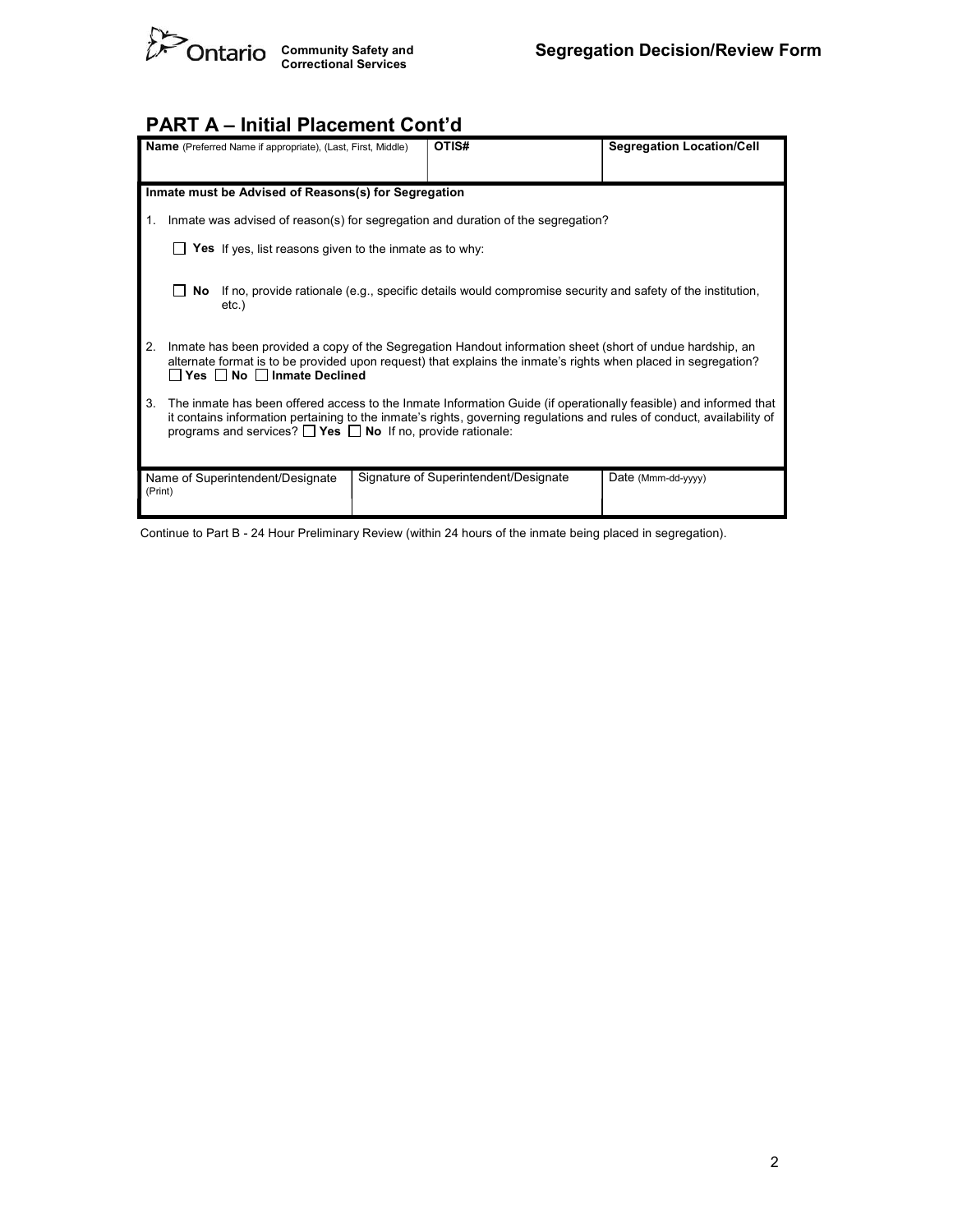## PART A – Initial Placement Cont'd

| **Name** (Preferred Name if appropriate), (Last, First, Middle) | **OTIS#** | **Segregation Location/Cell** |
|---|---|---|
| | | |

**Inmate must be Advised of Reasons(s) for Segregation**

1. Inmate was advised of reason(s) for segregation and duration of the segregation?

   ☐ **Yes** If yes, list reasons given to the inmate as to why:

   ☐ **No** If no, provide rationale (e.g., specific details would compromise security and safety of the institution, etc.)

2. Inmate has been provided a copy of the Segregation Handout information sheet (short of undue hardship, an alternate format is to be provided upon request) that explains the inmate's rights when placed in segregation? ☐ **Yes** ☐ **No** ☐ **Inmate Declined**

3. The inmate has been offered access to the Inmate Information Guide (if operationally feasible) and informed that it contains information pertaining to the inmate's rights, governing regulations and rules of conduct, availability of programs and services? ☐ **Yes** ☐ **No** If no, provide rationale:

| Name of Superintendent/Designate (Print) | Signature of Superintendent/Designate | Date (Mmm-dd-yyyy) |
|---|---|---|
| | | |

Continue to Part B - 24 Hour Preliminary Review (within 24 hours of the inmate being placed in segregation).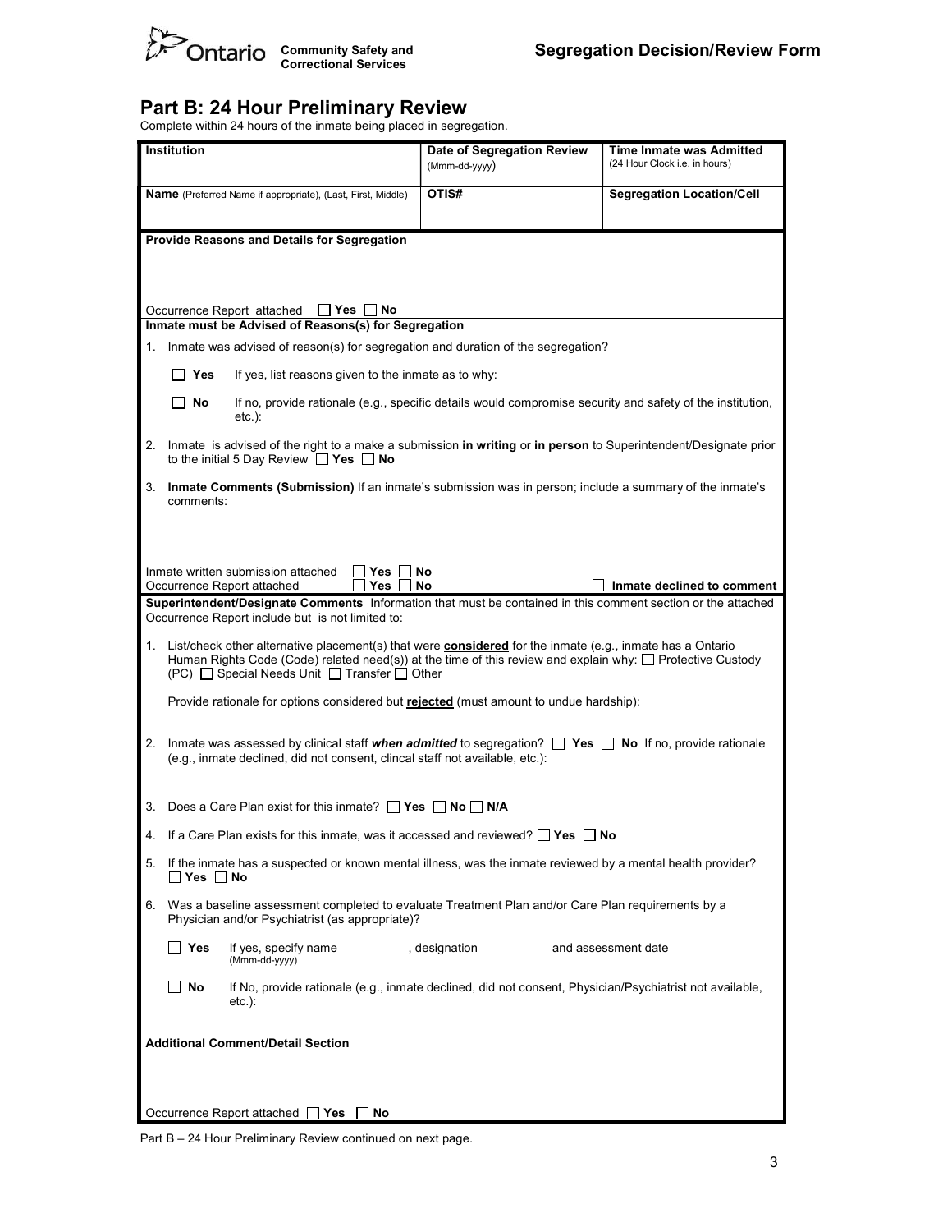## Part B: 24 Hour Preliminary Review

Complete within 24 hours of the inmate being placed in segregation.

| Institution | Date of Segregation Review (Mmm-dd-yyyy) | Time Inmate was Admitted (24 Hour Clock i.e. in hours) |
| --- | --- | --- |
| | | |
| **Name** (Preferred Name if appropriate), (Last, First, Middle) | **OTIS#** | **Segregation Location/Cell** |
| | | |

**Provide Reasons and Details for Segregation**

Occurrence Report attached ☐ **Yes** ☐ **No**

**Inmate must be Advised of Reason(s) for Segregation**

1. Inmate was advised of reason(s) for segregation and duration of the segregation?

   ☐ **Yes** If yes, list reasons given to the inmate as to why:

   ☐ **No** If no, provide rationale (e.g., specific details would compromise security and safety of the institution, etc.):

2. Inmate is advised of the right to a make a submission **in writing** or **in person** to Superintendent/Designate prior to the initial 5 Day Review ☐ **Yes** ☐ **No**

3. **Inmate Comments (Submission)** If an inmate's submission was in person; include a summary of the inmate's comments:

Inmate written submission attached ☐ **Yes** ☐ **No**
Occurrence Report attached ☐ **Yes** ☐ **No** ☐ **Inmate declined to comment**

**Superintendent/Designate Comments** Information that must be contained in this comment section or the attached Occurrence Report include but is not limited to:

1. List/check other alternative placement(s) that were **considered** for the inmate (e.g., inmate has a Ontario Human Rights Code (Code) related need(s)) at the time of this review and explain why: ☐ Protective Custody (PC) ☐ Special Needs Unit ☐ Transfer ☐ Other

   Provide rationale for options considered but **rejected** (must amount to undue hardship):

2. Inmate was assessed by clinical staff ***when admitted*** to segregation? ☐ **Yes** ☐ **No** If no, provide rationale (e.g., inmate declined, did not consent, clincal staff not available, etc.):

3. Does a Care Plan exist for this inmate? ☐ **Yes** ☐ **No** ☐ **N/A**

4. If a Care Plan exists for this inmate, was it accessed and reviewed? ☐ **Yes** ☐ **No**

5. If the inmate has a suspected or known mental illness, was the inmate reviewed by a mental health provider? ☐ **Yes** ☐ **No**

6. Was a baseline assessment completed to evaluate Treatment Plan and/or Care Plan requirements by a Physician and/or Psychiatrist (as appropriate)?

   ☐ **Yes** If yes, specify name __________, designation __________ and assessment date __________ (Mmm-dd-yyyy)

   ☐ **No** If No, provide rationale (e.g., inmate declined, did not consent, Physician/Psychiatrist not available, etc.):

**Additional Comment/Detail Section**

Occurrence Report attached ☐ **Yes** ☐ **No**

Part B – 24 Hour Preliminary Review continued on next page.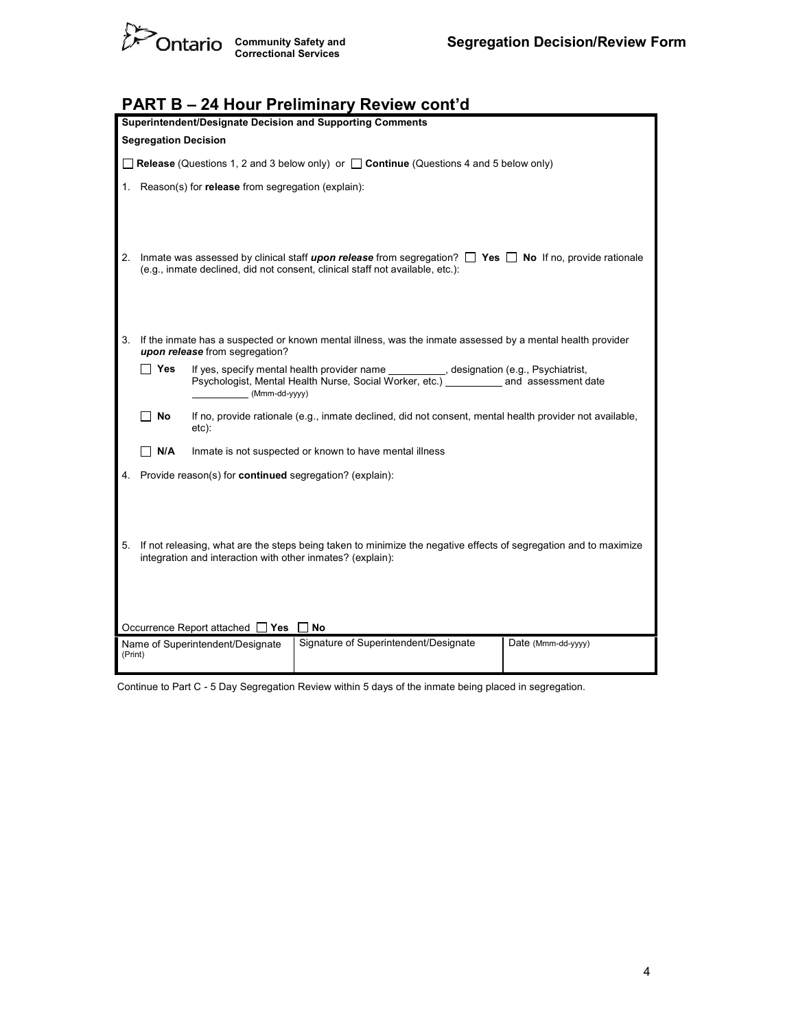## PART B – 24 Hour Preliminary Review cont'd

**Superintendent/Designate Decision and Supporting Comments**

**Segregation Decision**

☐ **Release** (Questions 1, 2 and 3 below only) or ☐ **Continue** (Questions 4 and 5 below only)

1. Reason(s) for **release** from segregation (explain):

2. Inmate was assessed by clinical staff ***upon release*** from segregation? ☐ **Yes** ☐ **No** If no, provide rationale (e.g., inmate declined, did not consent, clinical staff not available, etc.):

3. If the inmate has a suspected or known mental illness, was the inmate assessed by a mental health provider ***upon release*** from segregation?

   ☐ **Yes** If yes, specify mental health provider name __________, designation (e.g., Psychiatrist, Psychologist, Mental Health Nurse, Social Worker, etc.) __________ and assessment date __________ (Mmm-dd-yyyy)

   ☐ **No** If no, provide rationale (e.g., inmate declined, did not consent, mental health provider not available, etc):

   ☐ **N/A** Inmate is not suspected or known to have mental illness

4. Provide reason(s) for **continued** segregation? (explain):

5. If not releasing, what are the steps being taken to minimize the negative effects of segregation and to maximize integration and interaction with other inmates? (explain):

Occurrence Report attached ☐ **Yes** ☐ **No**

| Name of Superintendent/Designate (Print) | Signature of Superintendent/Designate | Date (Mmm-dd-yyyy) |
|---|---|---|
| | | |

Continue to Part C - 5 Day Segregation Review within 5 days of the inmate being placed in segregation.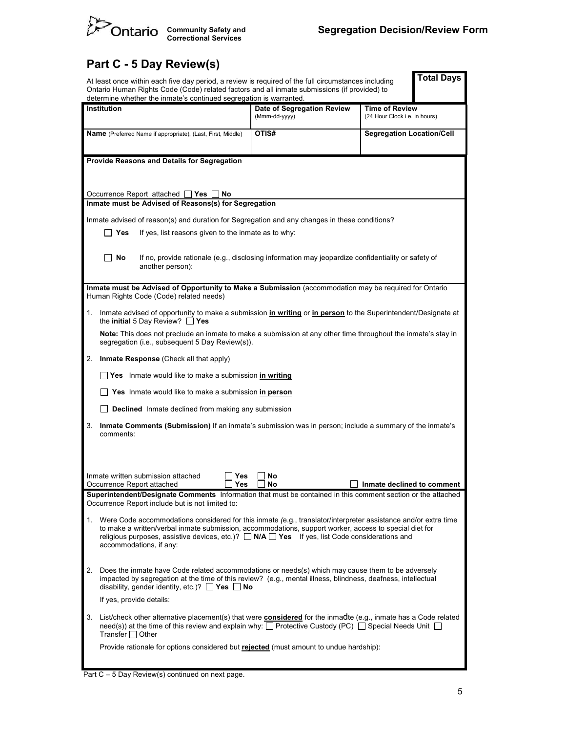## Part C - 5 Day Review(s)

At least once within each five day period, a review is required of the full circumstances including Ontario Human Rights Code (Code) related factors and all inmate submissions (if provided) to determine whether the inmate's continued segregation is warranted.

**Total Days**

| **Institution** | **Date of Segregation Review** (Mmm-dd-yyyy) | **Time of Review** (24 Hour Clock i.e. in hours) |
|---|---|---|
| | | |
| **Name** (Preferred Name if appropriate), (Last, First, Middle) | **OTIS#** | **Segregation Location/Cell** |
| | | |

**Provide Reasons and Details for Segregation**

Occurrence Report attached ☐ **Yes** ☐ **No**

**Inmate must be Advised of Reasons(s) for Segregation**

Inmate advised of reason(s) and duration for Segregation and any changes in these conditions?

☐ **Yes** If yes, list reasons given to the inmate as to why:

☐ **No** If no, provide rationale (e.g., disclosing information may jeopardize confidentiality or safety of another person):

**Inmate must be Advised of Opportunity to Make a Submission** (accommodation may be required for Ontario Human Rights Code (Code) related needs)

1. Inmate advised of opportunity to make a submission **in writing** or **in person** to the Superintendent/Designate at the **initial** 5 Day Review? ☐ **Yes**

   **Note:** This does not preclude an inmate to make a submission at any other time throughout the inmate's stay in segregation (i.e., subsequent 5 Day Review(s)).

2. **Inmate Response** (Check all that apply)

   ☐ **Yes** Inmate would like to make a submission **in writing**

   ☐ **Yes** Inmate would like to make a submission **in person**

   ☐ **Declined** Inmate declined from making any submission

3. **Inmate Comments (Submission)** If an inmate's submission was in person; include a summary of the inmate's comments:

Inmate written submission attached ☐ Yes ☐ No
Occurrence Report attached ☐ Yes ☐ No ☐ **Inmate declined to comment**

**Superintendent/Designate Comments** Information that must be contained in this comment section or the attached Occurrence Report include but is not limited to:

1. Were Code accommodations considered for this inmate (e.g., translator/interpreter assistance and/or extra time to make a written/verbal inmate submission, accommodations, support worker, access to special diet for religious purposes, assistive devices, etc.)? ☐ **N/A** ☐ **Yes** If yes, list Code considerations and accommodations, if any:

2. Does the inmate have Code related accommodations or needs(s) which may cause them to be adversely impacted by segregation at the time of this review? (e.g., mental illness, blindness, deafness, intellectual disability, gender identity, etc.)? ☐ **Yes** ☐ **No**

   If yes, provide details:

3. List/check other alternative placement(s) that were **considered** for the inmadte (e.g., inmate has a Code related need(s)) at the time of this review and explain why: ☐ Protective Custody (PC) ☐ Special Needs Unit ☐ Transfer ☐ Other

   Provide rationale for options considered but **rejected** (must amount to undue hardship):

Part C – 5 Day Review(s) continued on next page.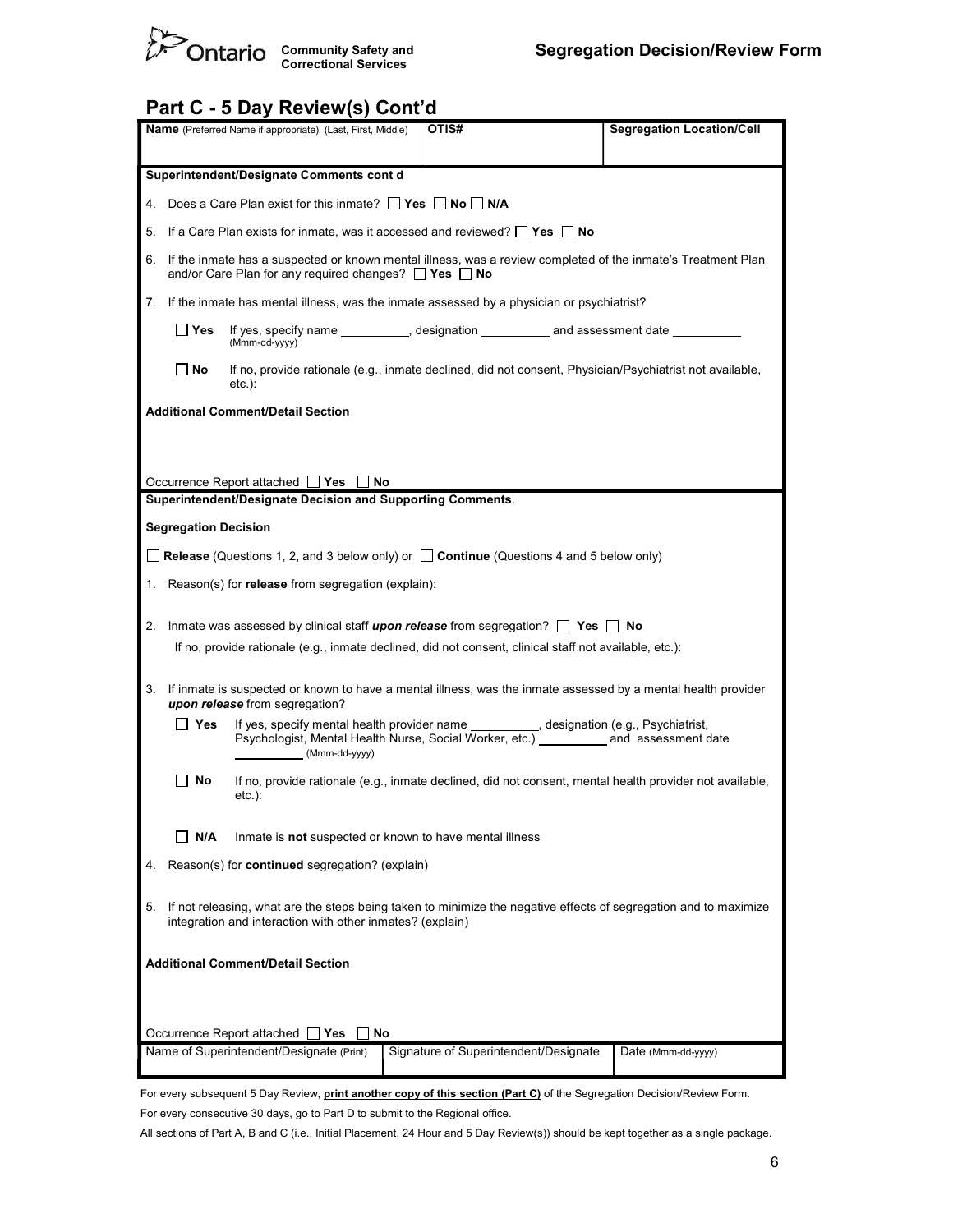## Part C - 5 Day Review(s) Cont'd

| Name (Preferred Name if appropriate), (Last, First, Middle) | OTIS# | Segregation Location/Cell |
|---|---|---|
| | | |

**Superintendent/Designate Comments cont d**

4. Does a Care Plan exist for this inmate? ☐ **Yes** ☐ **No** ☐ **N/A**
5. If a Care Plan exists for inmate, was it accessed and reviewed? ☐ **Yes** ☐ **No**
6. If the inmate has a suspected or known mental illness, was a review completed of the inmate's Treatment Plan and/or Care Plan for any required changes? ☐ **Yes** ☐ **No**
7. If the inmate has mental illness, was the inmate assessed by a physician or psychiatrist?

   ☐ **Yes** If yes, specify name __________, designation __________ and assessment date __________ (Mmm-dd-yyyy)

   ☐ **No** If no, provide rationale (e.g., inmate declined, did not consent, Physician/Psychiatrist not available, etc.):

**Additional Comment/Detail Section**

Occurrence Report attached ☐ **Yes** ☐ **No**

**Superintendent/Designate Decision and Supporting Comments**.

**Segregation Decision**

☐ **Release** (Questions 1, 2, and 3 below only) or ☐ **Continue** (Questions 4 and 5 below only)

1. Reason(s) for **release** from segregation (explain):
2. Inmate was assessed by clinical staff ***upon release*** from segregation? ☐ **Yes** ☐ **No**

   If no, provide rationale (e.g., inmate declined, did not consent, clinical staff not available, etc.):

3. If inmate is suspected or known to have a mental illness, was the inmate assessed by a mental health provider ***upon release*** from segregation?

   ☐ **Yes** If yes, specify mental health provider name __________, designation (e.g., Psychiatrist, Psychologist, Mental Health Nurse, Social Worker, etc.) __________ and assessment date __________ (Mmm-dd-yyyy)

   ☐ **No** If no, provide rationale (e.g., inmate declined, did not consent, mental health provider not available, etc.):

   ☐ **N/A** Inmate is **not** suspected or known to have mental illness

4. Reason(s) for **continued** segregation? (explain)
5. If not releasing, what are the steps being taken to minimize the negative effects of segregation and to maximize integration and interaction with other inmates? (explain)

**Additional Comment/Detail Section**

Occurrence Report attached ☐ **Yes** ☐ **No**

| Name of Superintendent/Designate (Print) | Signature of Superintendent/Designate | Date (Mmm-dd-yyyy) |
|---|---|---|
| | | |

For every subsequent 5 Day Review, **print another copy of this section (Part C)** of the Segregation Decision/Review Form.

For every consecutive 30 days, go to Part D to submit to the Regional office.

All sections of Part A, B and C (i.e., Initial Placement, 24 Hour and 5 Day Review(s)) should be kept together as a single package.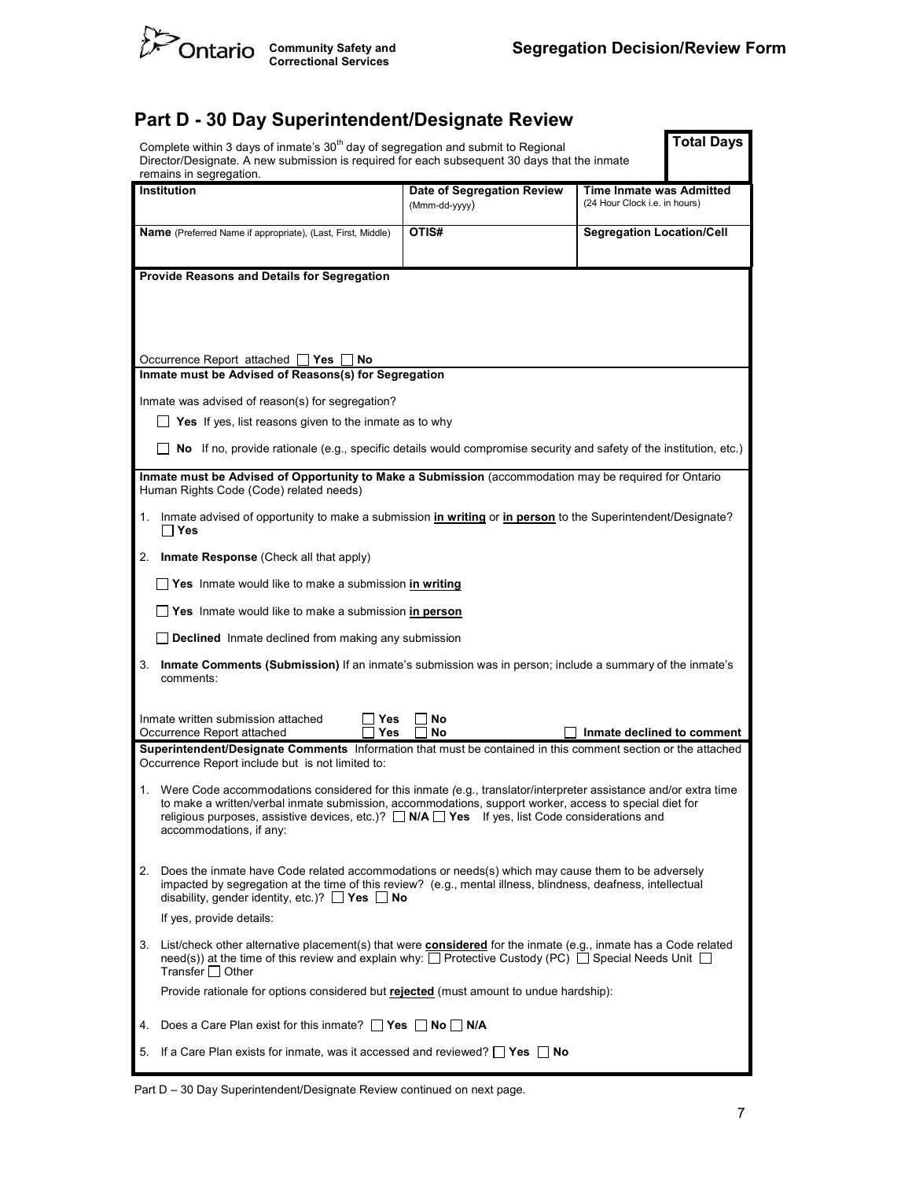## Part D - 30 Day Superintendent/Designate Review

Complete within 3 days of inmate's 30th day of segregation and submit to Regional Director/Designate. A new submission is required for each subsequent 30 days that the inmate remains in segregation.

**Total Days**

| **Institution** | **Date of Segregation Review** (Mmm-dd-yyyy) | **Time Inmate was Admitted** (24 Hour Clock i.e. in hours) |
|---|---|---|
| **Name** (Preferred Name if appropriate), (Last, First, Middle) | **OTIS#** | **Segregation Location/Cell** |

**Provide Reasons and Details for Segregation**

Occurrence Report attached ☐ **Yes** ☐ **No**

**Inmate must be Advised of Reasons(s) for Segregation**

Inmate was advised of reason(s) for segregation?

☐ **Yes** If yes, list reasons given to the inmate as to why

☐ **No** If no, provide rationale (e.g., specific details would compromise security and safety of the institution, etc.)

**Inmate must be Advised of Opportunity to Make a Submission** (accommodation may be required for Ontario Human Rights Code (Code) related needs)

1. Inmate advised of opportunity to make a submission **in writing** or **in person** to the Superintendent/Designate? ☐ **Yes**
2. **Inmate Response** (Check all that apply)

   ☐ **Yes** Inmate would like to make a submission **in writing**

   ☐ **Yes** Inmate would like to make a submission **in person**

   ☐ **Declined** Inmate declined from making any submission
3. **Inmate Comments (Submission)** If an inmate's submission was in person; include a summary of the inmate's comments:

Inmate written submission attached ☐ **Yes** ☐ **No**
Occurrence Report attached ☐ **Yes** ☐ **No** ☐ **Inmate declined to comment**

**Superintendent/Designate Comments** Information that must be contained in this comment section or the attached Occurrence Report include but is not limited to:

1. Were Code accommodations considered for this inmate (e.g., translator/interpreter assistance and/or extra time to make a written/verbal inmate submission, accommodations, support worker, access to special diet for religious purposes, assistive devices, etc.)? ☐ **N/A** ☐ **Yes** If yes, list Code considerations and accommodations, if any:
2. Does the inmate have Code related accommodations or needs(s) which may cause them to be adversely impacted by segregation at the time of this review? (e.g., mental illness, blindness, deafness, intellectual disability, gender identity, etc.)? ☐ **Yes** ☐ **No**

   If yes, provide details:
3. List/check other alternative placement(s) that were **considered** for the inmate (e.g., inmate has a Code related need(s)) at the time of this review and explain why: ☐ Protective Custody (PC) ☐ Special Needs Unit ☐ Transfer ☐ Other

   Provide rationale for options considered but **rejected** (must amount to undue hardship):
4. Does a Care Plan exist for this inmate? ☐ **Yes** ☐ **No** ☐ **N/A**
5. If a Care Plan exists for inmate, was it accessed and reviewed? ☐ **Yes** ☐ **No**

Part D – 30 Day Superintendent/Designate Review continued on next page.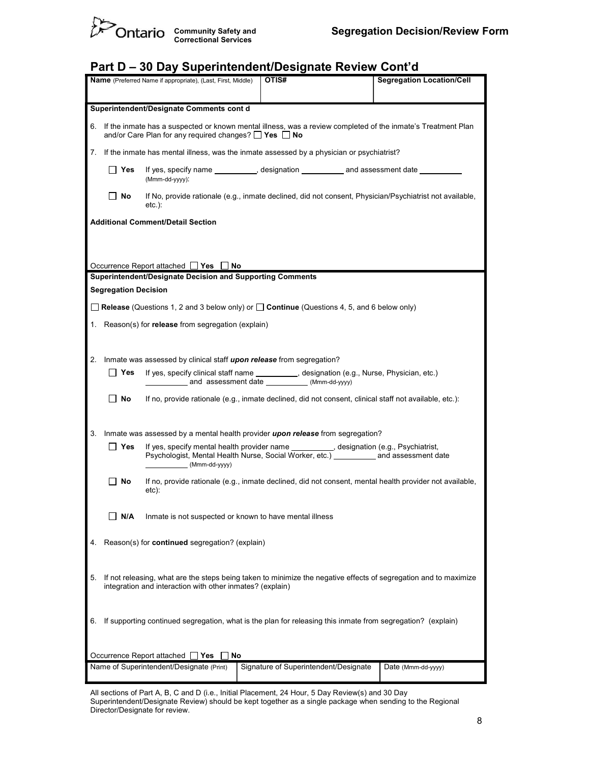Ontario Community Safety and Correctional Services

**Segregation Decision/Review Form**

## Part D – 30 Day Superintendent/Designate Review Cont'd

| **Name** (Preferred Name if appropriate), (Last, First, Middle) | **OTIS#** | **Segregation Location/Cell** |
|---|---|---|
| | | |

**Superintendent/Designate Comments cont d**

6. If the inmate has a suspected or known mental illness, was a review completed of the inmate's Treatment Plan and/or Care Plan for any required changes? ☐ **Yes** ☐ **No**

7. If the inmate has mental illness, was the inmate assessed by a physician or psychiatrist?

   ☐ **Yes** If yes, specify name __________, designation __________ and assessment date __________ (Mmm-dd-yyyy):

   ☐ **No** If No, provide rationale (e.g., inmate declined, did not consent, Physician/Psychiatrist not available, etc.):

**Additional Comment/Detail Section**

Occurrence Report attached ☐ **Yes** ☐ **No**

**Superintendent/Designate Decision and Supporting Comments**

**Segregation Decision**

☐ **Release** (Questions 1, 2 and 3 below only) or ☐ **Continue** (Questions 4, 5, and 6 below only)

1. Reason(s) for **release** from segregation (explain)

2. Inmate was assessed by clinical staff ***upon release*** from segregation?

   ☐ **Yes** If yes, specify clinical staff name __________, designation (e.g., Nurse, Physician, etc.) __________ and assessment date __________ (Mmm-dd-yyyy)

   ☐ **No** If no, provide rationale (e.g., inmate declined, did not consent, clinical staff not available, etc.):

3. Inmate was assessed by a mental health provider ***upon release*** from segregation?

   ☐ **Yes** If yes, specify mental health provider name __________, designation (e.g., Psychiatrist, Psychologist, Mental Health Nurse, Social Worker, etc.) __________ and assessment date __________ (Mmm-dd-yyyy)

   ☐ **No** If no, provide rationale (e.g., inmate declined, did not consent, mental health provider not available, etc):

   ☐ **N/A** Inmate is not suspected or known to have mental illness

4. Reason(s) for **continued** segregation? (explain)

5. If not releasing, what are the steps being taken to minimize the negative effects of segregation and to maximize integration and interaction with other inmates? (explain)

6. If supporting continued segregation, what is the plan for releasing this inmate from segregation? (explain)

Occurrence Report attached ☐ **Yes** ☐ **No**

| Name of Superintendent/Designate (Print) | Signature of Superintendent/Designate | Date (Mmm-dd-yyyy) |
|---|---|---|
| | | |

All sections of Part A, B, C and D (i.e., Initial Placement, 24 Hour, 5 Day Review(s) and 30 Day Superintendent/Designate Review) should be kept together as a single package when sending to the Regional Director/Designate for review.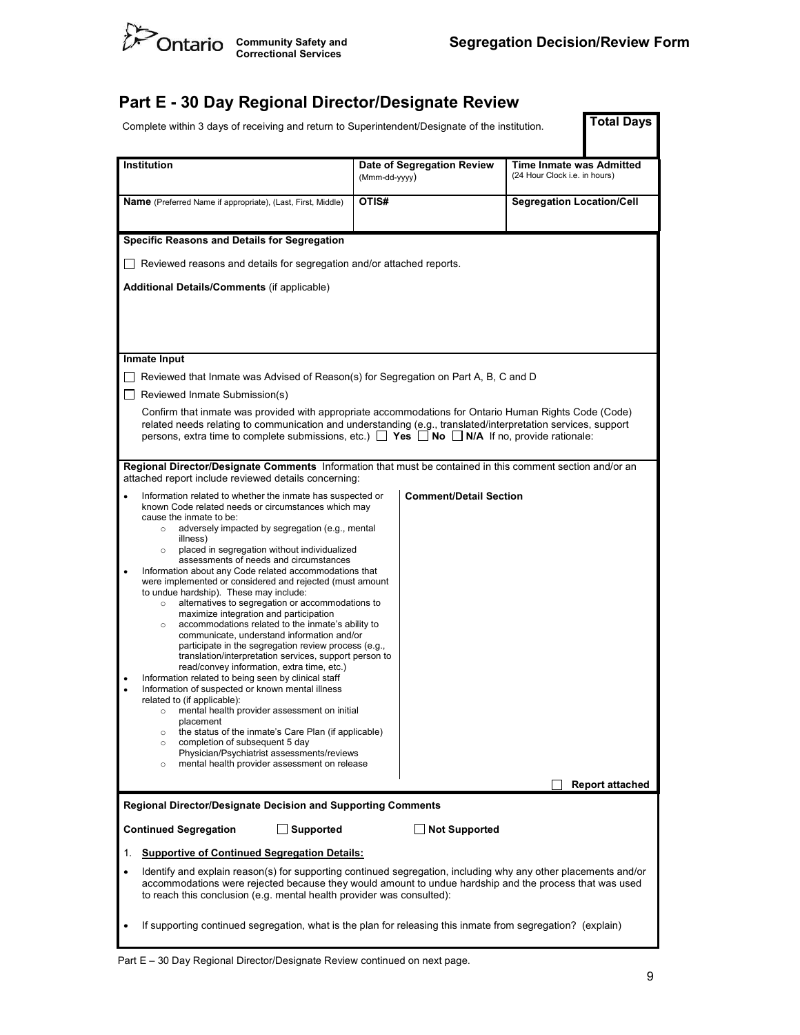## Part E - 30 Day Regional Director/Designate Review

Complete within 3 days of receiving and return to Superintendent/Designate of the institution.

**Total Days**

| **Institution** | **Date of Segregation Review** (Mmm-dd-yyyy) | **Time Inmate was Admitted** (24 Hour Clock i.e. in hours) |
|---|---|---|
| | | |
| **Name** (Preferred Name if appropriate), (Last, First, Middle) | **OTIS#** | **Segregation Location/Cell** |
| | | |

**Specific Reasons and Details for Segregation**

☐ Reviewed reasons and details for segregation and/or attached reports.

**Additional Details/Comments** (if applicable)

**Inmate Input**

☐ Reviewed that Inmate was Advised of Reason(s) for Segregation on Part A, B, C and D

☐ Reviewed Inmate Submission(s)

Confirm that inmate was provided with appropriate accommodations for Ontario Human Rights Code (Code) related needs relating to communication and understanding (e.g., translated/interpretation services, support persons, extra time to complete submissions, etc.) ☐ **Yes** ☐ **No** ☐ **N/A** If no, provide rationale:

**Regional Director/Designate Comments** Information that must be contained in this comment section and/or an attached report include reviewed details concerning:

- Information related to whether the inmate has suspected or known Code related needs or circumstances which may cause the inmate to be:
  - adversely impacted by segregation (e.g., mental illness)
  - placed in segregation without individualized assessments of needs and circumstances
- Information about any Code related accommodations that were implemented or considered and rejected (must amount to undue hardship). These may include:
  - alternatives to segregation or accommodations to maximize integration and participation
  - accommodations related to the inmate's ability to communicate, understand information and/or participate in the segregation review process (e.g., translation/interpretation services, support person to read/convey information, extra time, etc.)
- Information related to being seen by clinical staff
- Information of suspected or known mental illness related to (if applicable):
  - mental health provider assessment on initial placement
  - the status of the inmate's Care Plan (if applicable)
  - completion of subsequent 5 day Physician/Psychiatrist assessments/reviews
  - mental health provider assessment on release

**Comment/Detail Section**

☐ **Report attached**

**Regional Director/Designate Decision and Supporting Comments**

**Continued Segregation** ☐ **Supported** ☐ **Not Supported**

1. **Supportive of Continued Segregation Details:**

- Identify and explain reason(s) for supporting continued segregation, including why any other placements and/or accommodations were rejected because they would amount to undue hardship and the process that was used to reach this conclusion (e.g. mental health provider was consulted):

- If supporting continued segregation, what is the plan for releasing this inmate from segregation? (explain)

Part E – 30 Day Regional Director/Designate Review continued on next page.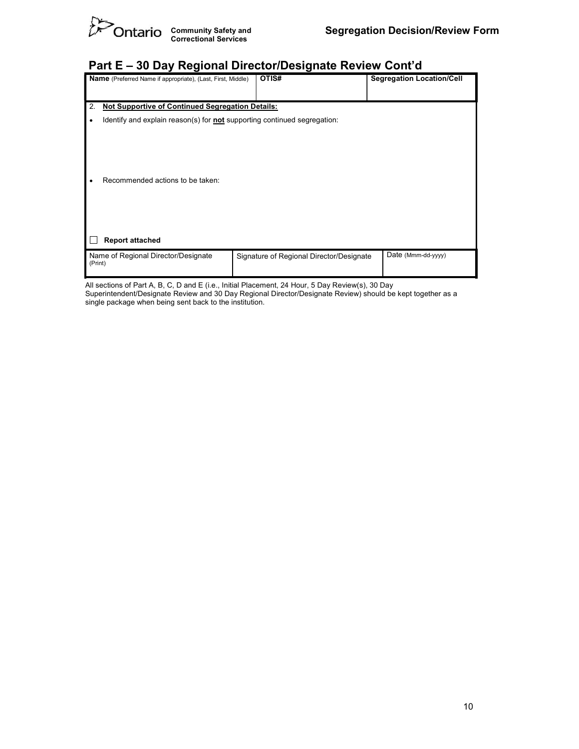Ontario Community Safety and Correctional Services

**Segregation Decision/Review Form**

## Part E – 30 Day Regional Director/Designate Review Cont'd

| **Name** (Preferred Name if appropriate), (Last, First, Middle) | **OTIS#** | **Segregation Location/Cell** |
|---|---|---|
| | | |

2. **Not Supportive of Continued Segregation Details:**

- Identify and explain reason(s) for **not** supporting continued segregation:

- Recommended actions to be taken:

☐ **Report attached**

| Name of Regional Director/Designate (Print) | Signature of Regional Director/Designate | Date (Mmm-dd-yyyy) |
|---|---|---|
| | | |

All sections of Part A, B, C, D and E (i.e., Initial Placement, 24 Hour, 5 Day Review(s), 30 Day Superintendent/Designate Review and 30 Day Regional Director/Designate Review) should be kept together as a single package when being sent back to the institution.